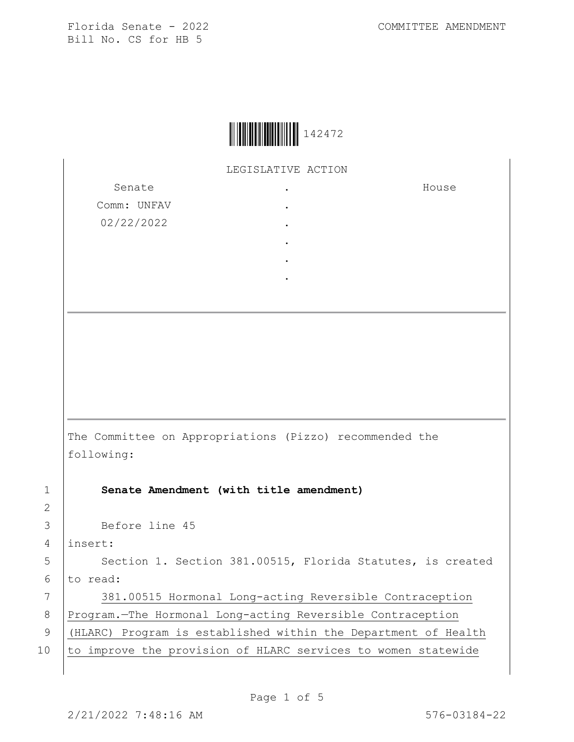Florida Senate - 2022
Bill No. CS for HB 5

COMMITTEE AMENDMENT

142472

LEGISLATIVE ACTION

| Senate | . | House |
|---|---|---|
| Comm: UNFAV | . | |
| 02/22/2022 | . | |
| | . | |
| | . | |
| | . | |

---

The Committee on Appropriations (Pizzo) recommended the following:

1 **Senate Amendment (with title amendment)**

2

3 Before line 45

4 insert:

5 Section 1. Section 381.00515, Florida Statutes, is created

6 to read:

7 381.00515 Hormonal Long-acting Reversible Contraception

8 Program.—The Hormonal Long-acting Reversible Contraception

9 (HLARC) Program is established within the Department of Health

10 to improve the provision of HLARC services to women statewide

2/21/2022 7:48:16 AM 576-03184-22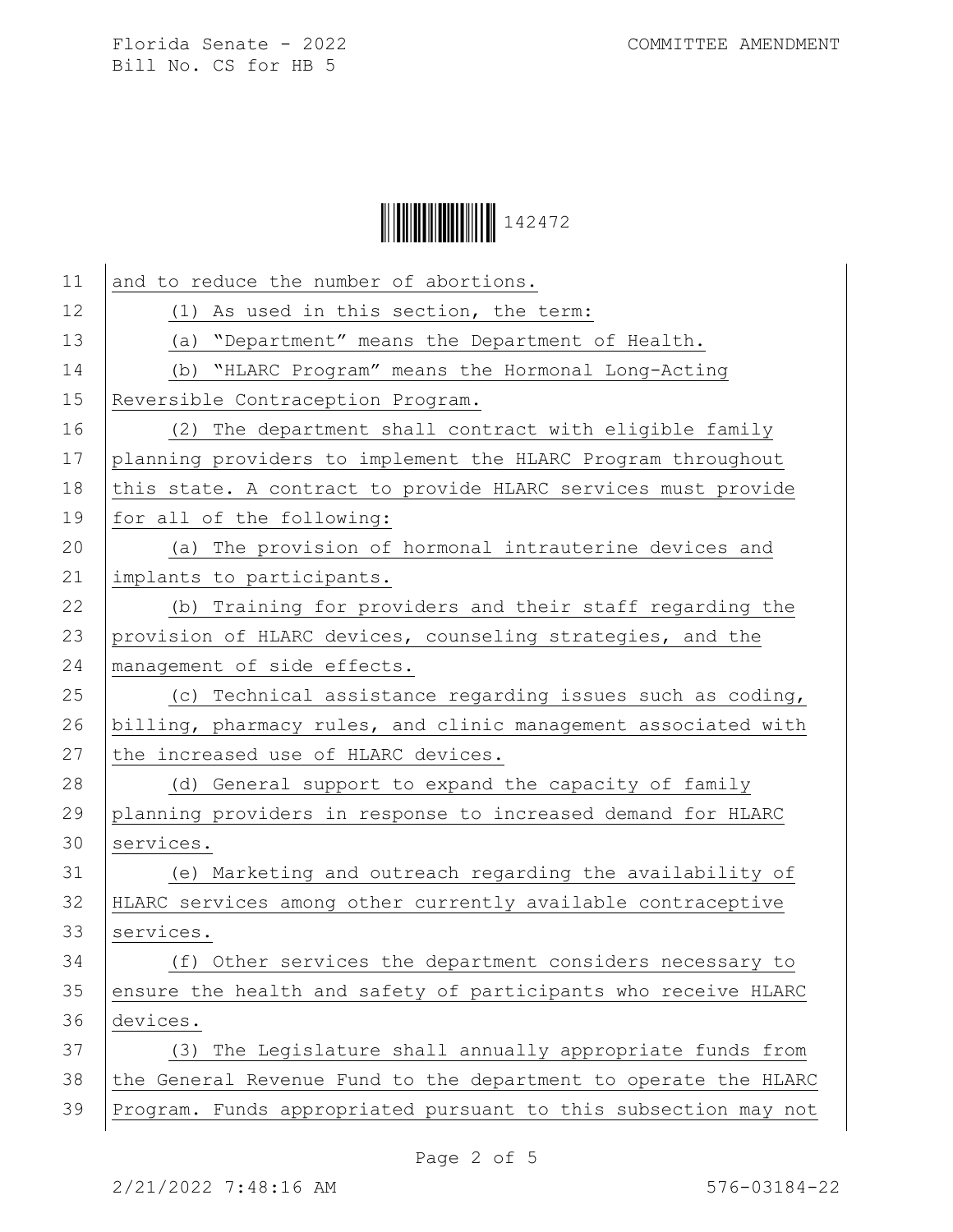and to reduce the number of abortions.

(1) As used in this section, the term:

(a) "Department" means the Department of Health.

(b) "HLARC Program" means the Hormonal Long-Acting Reversible Contraception Program.

(2) The department shall contract with eligible family planning providers to implement the HLARC Program throughout this state. A contract to provide HLARC services must provide for all of the following:

(a) The provision of hormonal intrauterine devices and implants to participants.

(b) Training for providers and their staff regarding the provision of HLARC devices, counseling strategies, and the management of side effects.

(c) Technical assistance regarding issues such as coding, billing, pharmacy rules, and clinic management associated with the increased use of HLARC devices.

(d) General support to expand the capacity of family planning providers in response to increased demand for HLARC services.

(e) Marketing and outreach regarding the availability of HLARC services among other currently available contraceptive services.

(f) Other services the department considers necessary to ensure the health and safety of participants who receive HLARC devices.

(3) The Legislature shall annually appropriate funds from the General Revenue Fund to the department to operate the HLARC Program. Funds appropriated pursuant to this subsection may not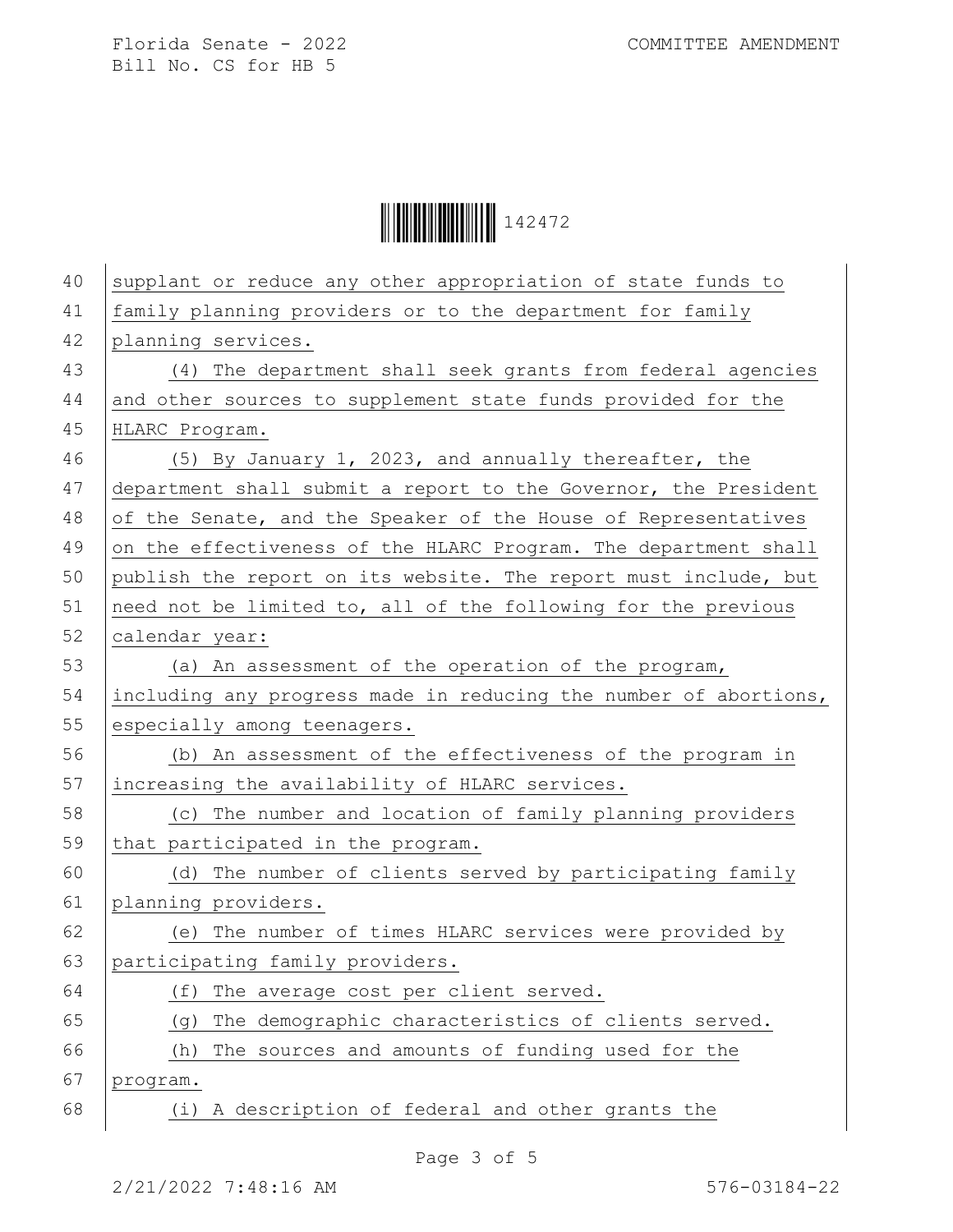supplant or reduce any other appropriation of state funds to family planning providers or to the department for family planning services.

(4) The department shall seek grants from federal agencies and other sources to supplement state funds provided for the HLARC Program.

(5) By January 1, 2023, and annually thereafter, the department shall submit a report to the Governor, the President of the Senate, and the Speaker of the House of Representatives on the effectiveness of the HLARC Program. The department shall publish the report on its website. The report must include, but need not be limited to, all of the following for the previous calendar year:

(a) An assessment of the operation of the program, including any progress made in reducing the number of abortions, especially among teenagers.

(b) An assessment of the effectiveness of the program in increasing the availability of HLARC services.

(c) The number and location of family planning providers that participated in the program.

(d) The number of clients served by participating family planning providers.

(e) The number of times HLARC services were provided by participating family providers.

(f) The average cost per client served.

(g) The demographic characteristics of clients served.

(h) The sources and amounts of funding used for the program.

(i) A description of federal and other grants the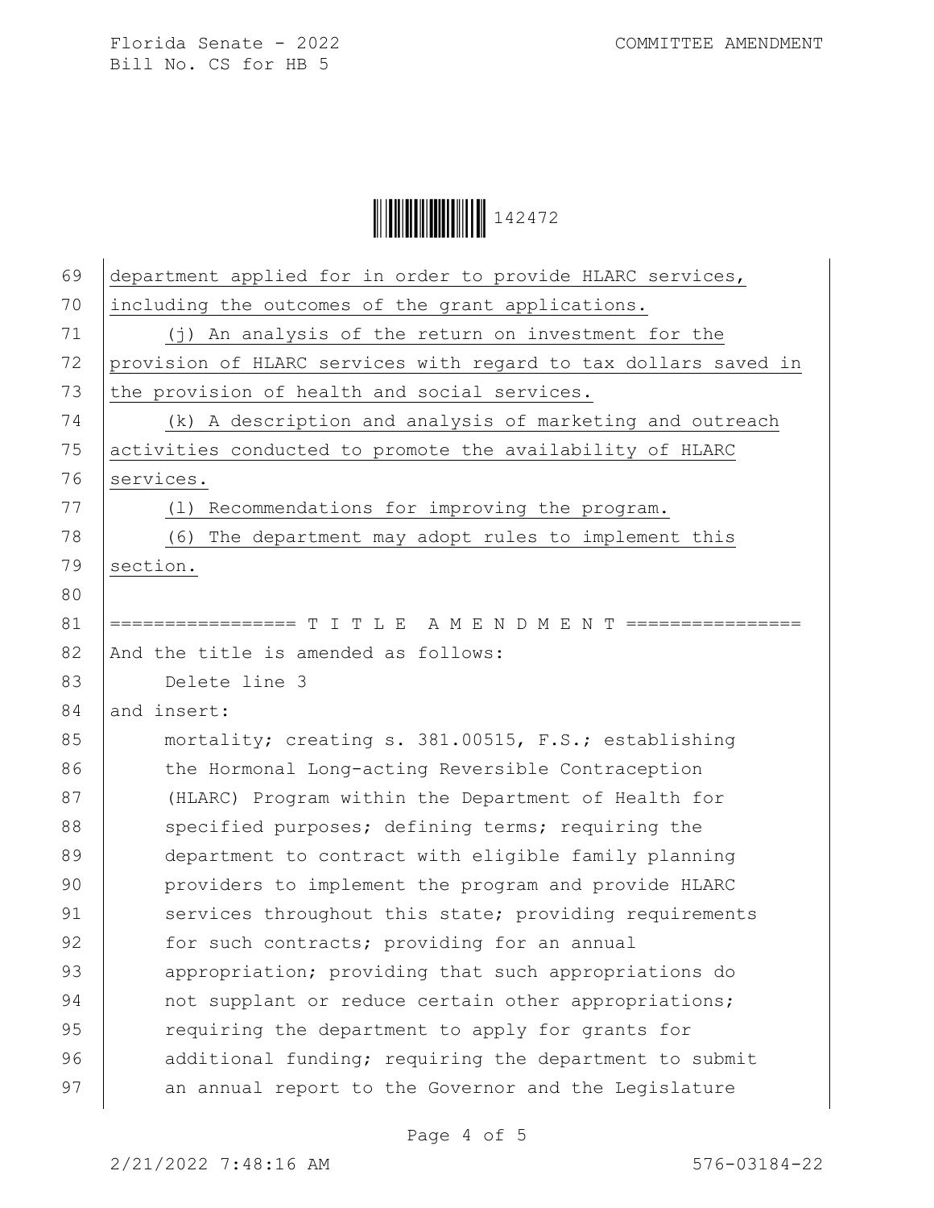department applied for in order to provide HLARC services, including the outcomes of the grant applications.

(j) An analysis of the return on investment for the provision of HLARC services with regard to tax dollars saved in the provision of health and social services.

(k) A description and analysis of marketing and outreach activities conducted to promote the availability of HLARC services.

(l) Recommendations for improving the program.

(6) The department may adopt rules to implement this section.

================= T I T L E  A M E N D M E N T ================

And the title is amended as follows:

Delete line 3

and insert:

mortality; creating s. 381.00515, F.S.; establishing the Hormonal Long-acting Reversible Contraception (HLARC) Program within the Department of Health for specified purposes; defining terms; requiring the department to contract with eligible family planning providers to implement the program and provide HLARC services throughout this state; providing requirements for such contracts; providing for an annual appropriation; providing that such appropriations do not supplant or reduce certain other appropriations; requiring the department to apply for grants for additional funding; requiring the department to submit an annual report to the Governor and the Legislature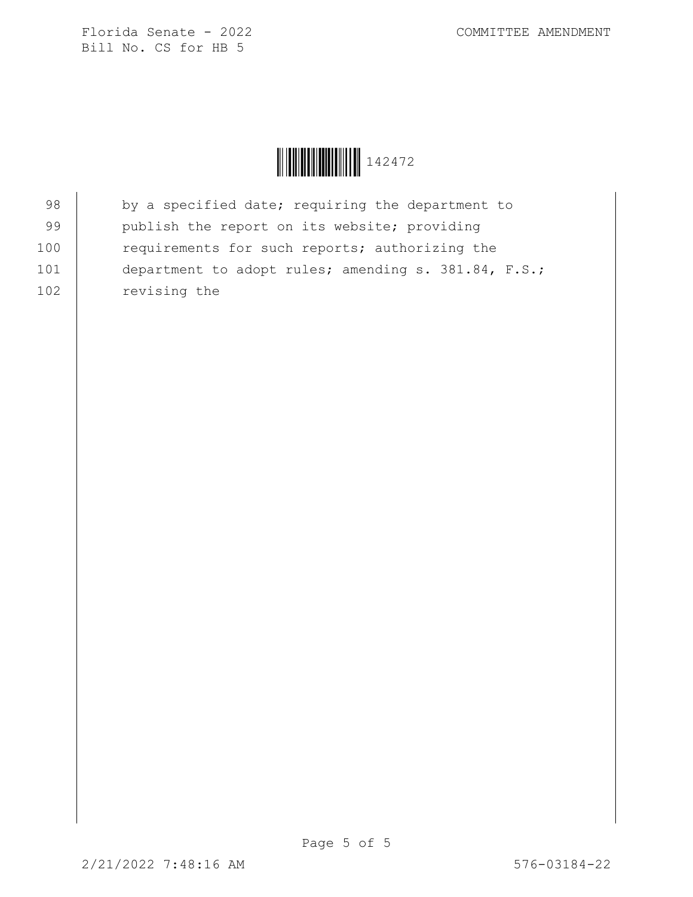98 by a specified date; requiring the department to
99 publish the report on its website; providing
100 requirements for such reports; authorizing the
101 department to adopt rules; amending s. 381.84, F.S.;
102 revising the